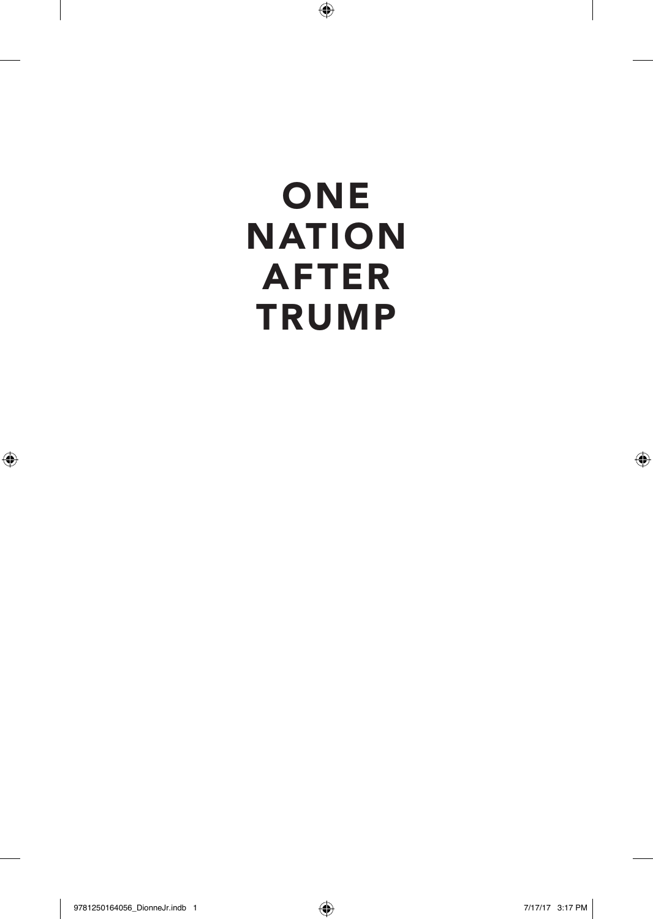# ONE NATION AFTER TRUMP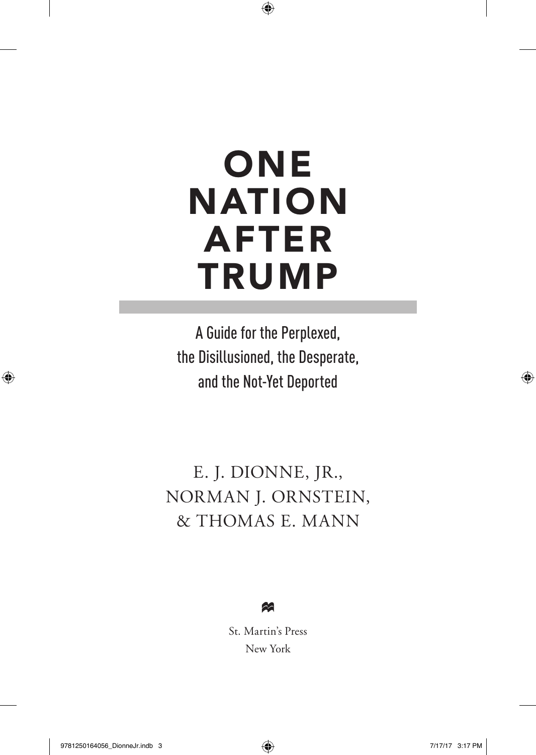# ONE NATION AFTER TRUMP

A Guide for the Perplexed,
the Disillusioned, the Desperate,
and the Not-Yet Deported

E. J. DIONNE, JR.,
NORMAN J. ORNSTEIN,
& THOMAS E. MANN

St. Martin's Press
New York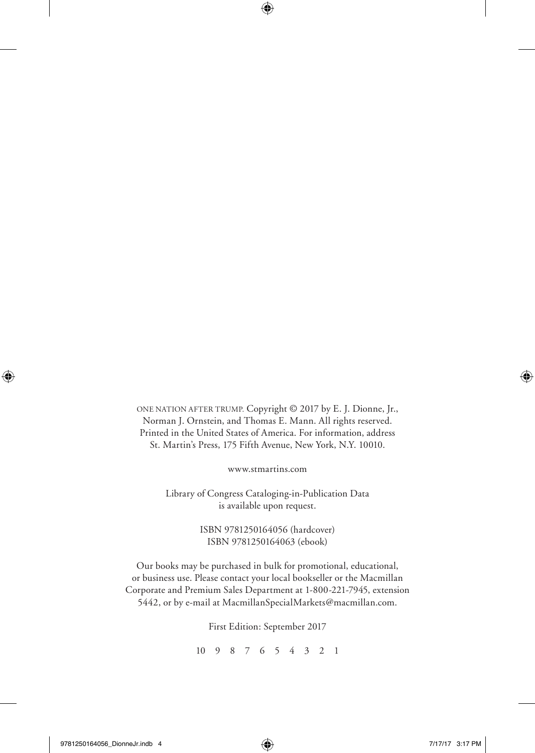ONE NATION AFTER TRUMP. Copyright © 2017 by E. J. Dionne, Jr., Norman J. Ornstein, and Thomas E. Mann. All rights reserved. Printed in the United States of America. For information, address St. Martin's Press, 175 Fifth Avenue, New York, N.Y. 10010.

www.stmartins.com

Library of Congress Cataloging-in-Publication Data is available upon request.

ISBN 9781250164056 (hardcover)
ISBN 9781250164063 (ebook)

Our books may be purchased in bulk for promotional, educational, or business use. Please contact your local bookseller or the Macmillan Corporate and Premium Sales Department at 1-800-221-7945, extension 5442, or by e-mail at MacmillanSpecialMarkets@macmillan.com.

First Edition: September 2017

10 9 8 7 6 5 4 3 2 1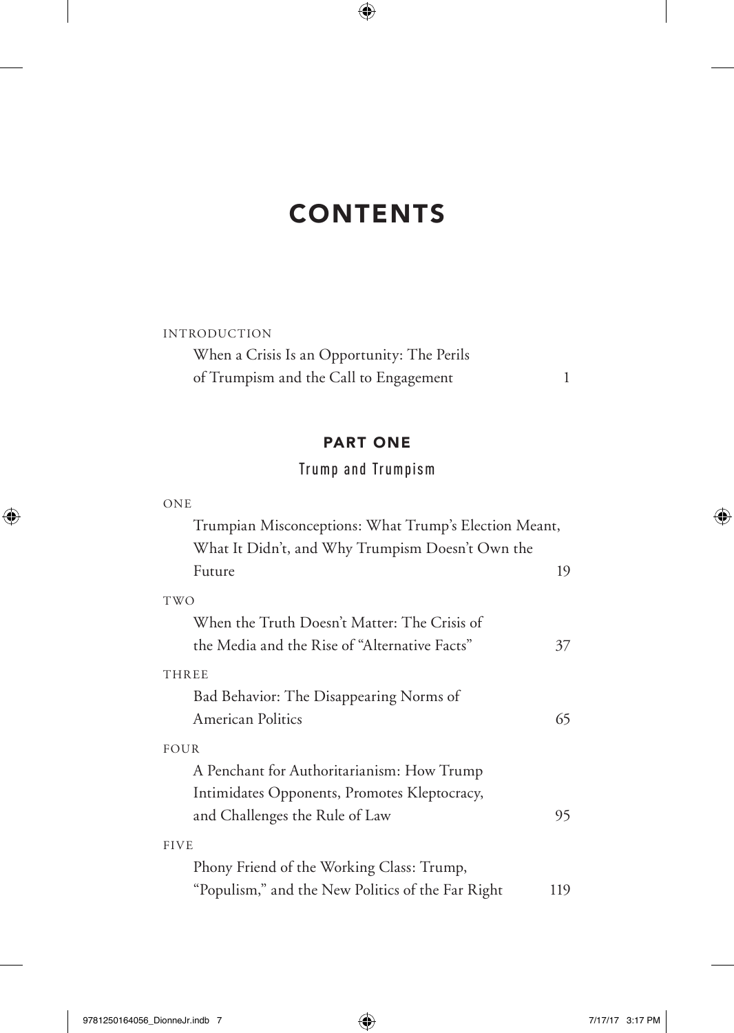# CONTENTS

INTRODUCTION

When a Crisis Is an Opportunity: The Perils of Trumpism and the Call to Engagement 1

## PART ONE

### Trump and Trumpism

ONE

Trumpian Misconceptions: What Trump's Election Meant, What It Didn't, and Why Trumpism Doesn't Own the Future 19

TWO

When the Truth Doesn't Matter: The Crisis of the Media and the Rise of "Alternative Facts" 37

THREE

Bad Behavior: The Disappearing Norms of American Politics 65

FOUR

A Penchant for Authoritarianism: How Trump Intimidates Opponents, Promotes Kleptocracy, and Challenges the Rule of Law 95

FIVE

Phony Friend of the Working Class: Trump, "Populism," and the New Politics of the Far Right 119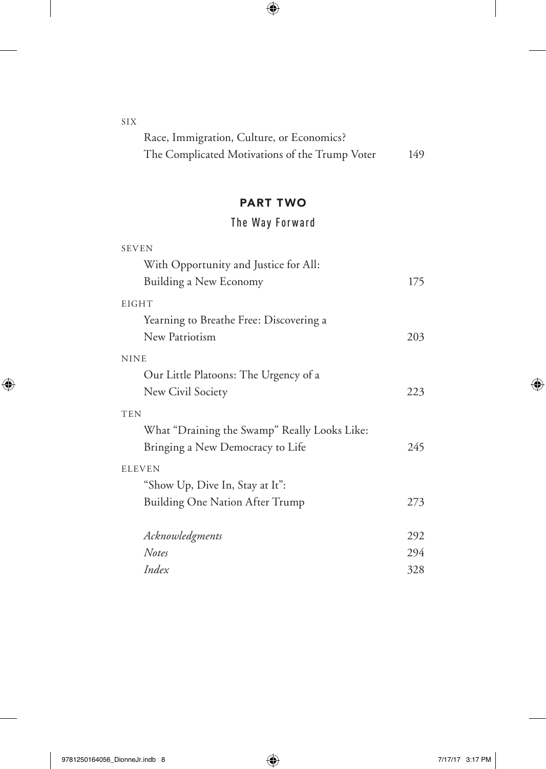SIX

Race, Immigration, Culture, or Economics? The Complicated Motivations of the Trump Voter 149

## PART TWO

### The Way Forward

SEVEN

With Opportunity and Justice for All: Building a New Economy 175

EIGHT

Yearning to Breathe Free: Discovering a New Patriotism 203

NINE

Our Little Platoons: The Urgency of a New Civil Society 223

TEN

What "Draining the Swamp" Really Looks Like: Bringing a New Democracy to Life 245

ELEVEN

"Show Up, Dive In, Stay at It": Building One Nation After Trump 273

*Acknowledgments* 292

*Notes* 294

*Index* 328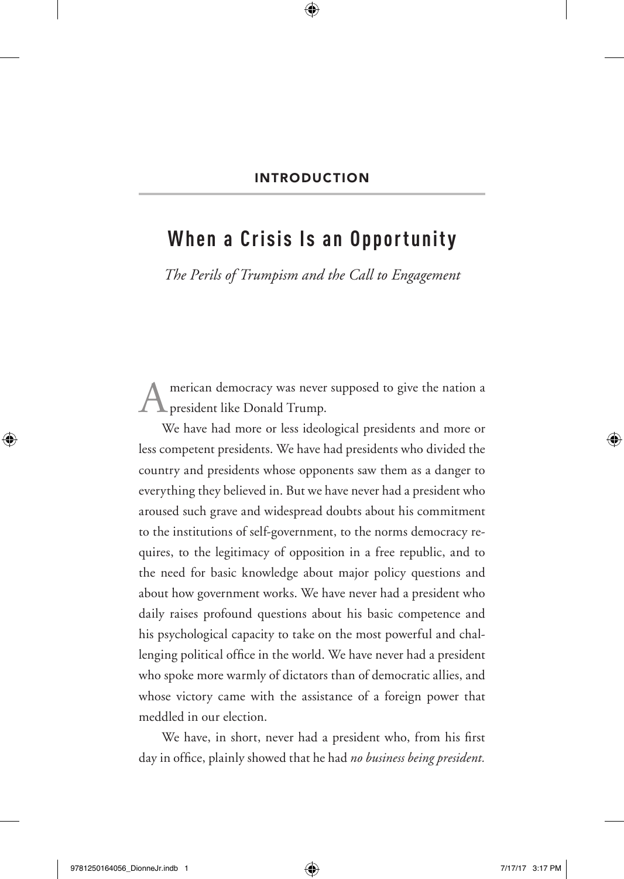## INTRODUCTION

# When a Crisis Is an Opportunity

*The Perils of Trumpism and the Call to Engagement*

American democracy was never supposed to give the nation a president like Donald Trump.

We have had more or less ideological presidents and more or less competent presidents. We have had presidents who divided the country and presidents whose opponents saw them as a danger to everything they believed in. But we have never had a president who aroused such grave and widespread doubts about his commitment to the institutions of self-government, to the norms democracy requires, to the legitimacy of opposition in a free republic, and to the need for basic knowledge about major policy questions and about how government works. We have never had a president who daily raises profound questions about his basic competence and his psychological capacity to take on the most powerful and challenging political office in the world. We have never had a president who spoke more warmly of dictators than of democratic allies, and whose victory came with the assistance of a foreign power that meddled in our election.

We have, in short, never had a president who, from his first day in office, plainly showed that he had *no business being president.*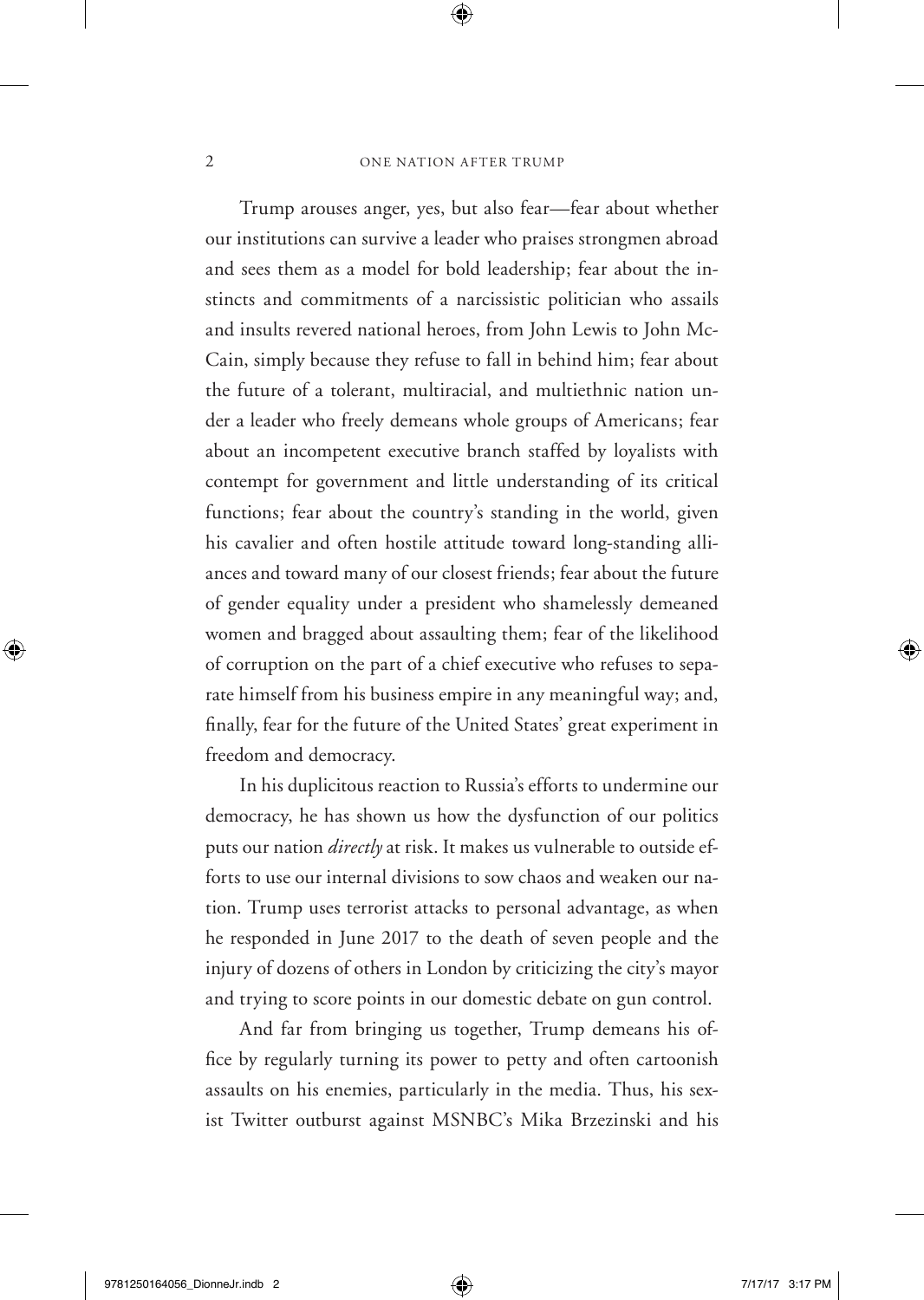Trump arouses anger, yes, but also fear—fear about whether our institutions can survive a leader who praises strongmen abroad and sees them as a model for bold leadership; fear about the instincts and commitments of a narcissistic politician who assails and insults revered national heroes, from John Lewis to John McCain, simply because they refuse to fall in behind him; fear about the future of a tolerant, multiracial, and multiethnic nation under a leader who freely demeans whole groups of Americans; fear about an incompetent executive branch staffed by loyalists with contempt for government and little understanding of its critical functions; fear about the country's standing in the world, given his cavalier and often hostile attitude toward long-standing alliances and toward many of our closest friends; fear about the future of gender equality under a president who shamelessly demeaned women and bragged about assaulting them; fear of the likelihood of corruption on the part of a chief executive who refuses to separate himself from his business empire in any meaningful way; and, finally, fear for the future of the United States' great experiment in freedom and democracy.

In his duplicitous reaction to Russia's efforts to undermine our democracy, he has shown us how the dysfunction of our politics puts our nation *directly* at risk. It makes us vulnerable to outside efforts to use our internal divisions to sow chaos and weaken our nation. Trump uses terrorist attacks to personal advantage, as when he responded in June 2017 to the death of seven people and the injury of dozens of others in London by criticizing the city's mayor and trying to score points in our domestic debate on gun control.

And far from bringing us together, Trump demeans his office by regularly turning its power to petty and often cartoonish assaults on his enemies, particularly in the media. Thus, his sexist Twitter outburst against MSNBC's Mika Brzezinski and his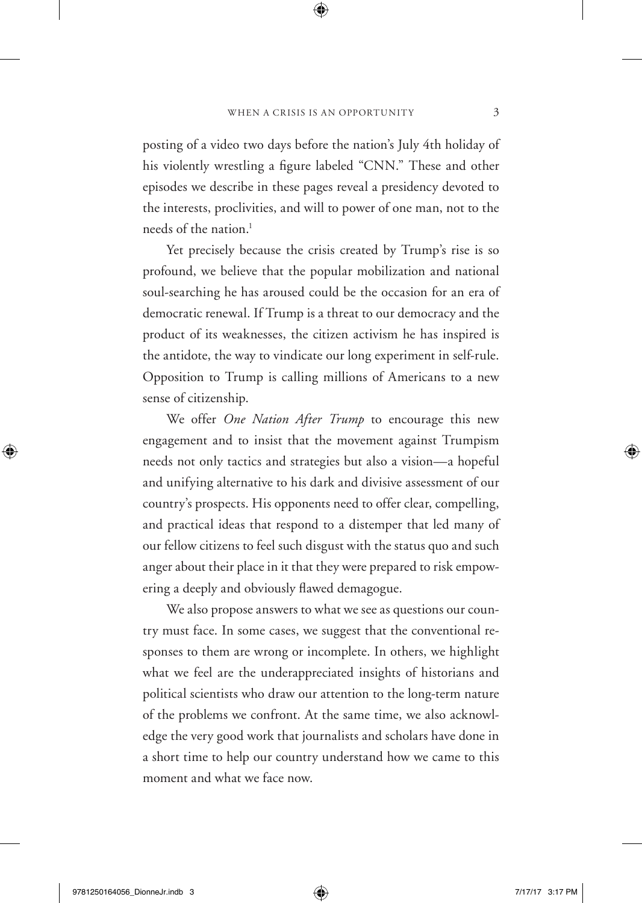posting of a video two days before the nation's July 4th holiday of his violently wrestling a figure labeled "CNN." These and other episodes we describe in these pages reveal a presidency devoted to the interests, proclivities, and will to power of one man, not to the needs of the nation.[1]

Yet precisely because the crisis created by Trump's rise is so profound, we believe that the popular mobilization and national soul-searching he has aroused could be the occasion for an era of democratic renewal. If Trump is a threat to our democracy and the product of its weaknesses, the citizen activism he has inspired is the antidote, the way to vindicate our long experiment in self-rule. Opposition to Trump is calling millions of Americans to a new sense of citizenship.

We offer *One Nation After Trump* to encourage this new engagement and to insist that the movement against Trumpism needs not only tactics and strategies but also a vision—a hopeful and unifying alternative to his dark and divisive assessment of our country's prospects. His opponents need to offer clear, compelling, and practical ideas that respond to a distemper that led many of our fellow citizens to feel such disgust with the status quo and such anger about their place in it that they were prepared to risk empowering a deeply and obviously flawed demagogue.

We also propose answers to what we see as questions our country must face. In some cases, we suggest that the conventional responses to them are wrong or incomplete. In others, we highlight what we feel are the underappreciated insights of historians and political scientists who draw our attention to the long-term nature of the problems we confront. At the same time, we also acknowledge the very good work that journalists and scholars have done in a short time to help our country understand how we came to this moment and what we face now.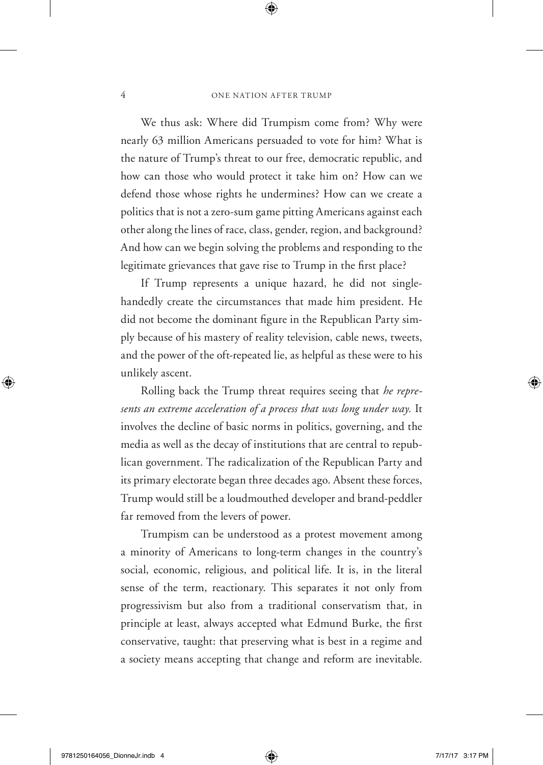We thus ask: Where did Trumpism come from? Why were nearly 63 million Americans persuaded to vote for him? What is the nature of Trump's threat to our free, democratic republic, and how can those who would protect it take him on? How can we defend those whose rights he undermines? How can we create a politics that is not a zero-sum game pitting Americans against each other along the lines of race, class, gender, region, and background? And how can we begin solving the problems and responding to the legitimate grievances that gave rise to Trump in the first place?

If Trump represents a unique hazard, he did not single-handedly create the circumstances that made him president. He did not become the dominant figure in the Republican Party simply because of his mastery of reality television, cable news, tweets, and the power of the oft-repeated lie, as helpful as these were to his unlikely ascent.

Rolling back the Trump threat requires seeing that *he represents an extreme acceleration of a process that was long under way.* It involves the decline of basic norms in politics, governing, and the media as well as the decay of institutions that are central to republican government. The radicalization of the Republican Party and its primary electorate began three decades ago. Absent these forces, Trump would still be a loudmouthed developer and brand-peddler far removed from the levers of power.

Trumpism can be understood as a protest movement among a minority of Americans to long-term changes in the country's social, economic, religious, and political life. It is, in the literal sense of the term, reactionary. This separates it not only from progressivism but also from a traditional conservatism that, in principle at least, always accepted what Edmund Burke, the first conservative, taught: that preserving what is best in a regime and a society means accepting that change and reform are inevitable.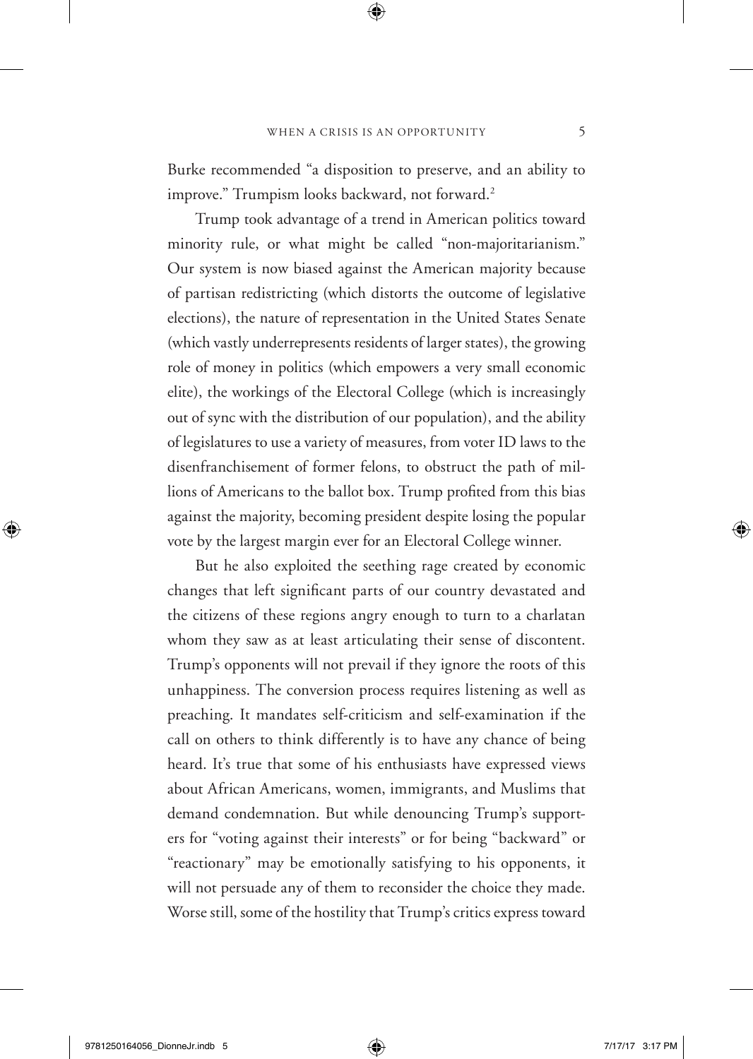Burke recommended "a disposition to preserve, and an ability to improve." Trumpism looks backward, not forward.[2]

Trump took advantage of a trend in American politics toward minority rule, or what might be called "non-majoritarianism." Our system is now biased against the American majority because of partisan redistricting (which distorts the outcome of legislative elections), the nature of representation in the United States Senate (which vastly underrepresents residents of larger states), the growing role of money in politics (which empowers a very small economic elite), the workings of the Electoral College (which is increasingly out of sync with the distribution of our population), and the ability of legislatures to use a variety of measures, from voter ID laws to the disenfranchisement of former felons, to obstruct the path of millions of Americans to the ballot box. Trump profited from this bias against the majority, becoming president despite losing the popular vote by the largest margin ever for an Electoral College winner.

But he also exploited the seething rage created by economic changes that left significant parts of our country devastated and the citizens of these regions angry enough to turn to a charlatan whom they saw as at least articulating their sense of discontent. Trump's opponents will not prevail if they ignore the roots of this unhappiness. The conversion process requires listening as well as preaching. It mandates self-criticism and self-examination if the call on others to think differently is to have any chance of being heard. It's true that some of his enthusiasts have expressed views about African Americans, women, immigrants, and Muslims that demand condemnation. But while denouncing Trump's supporters for "voting against their interests" or for being "backward" or "reactionary" may be emotionally satisfying to his opponents, it will not persuade any of them to reconsider the choice they made. Worse still, some of the hostility that Trump's critics express toward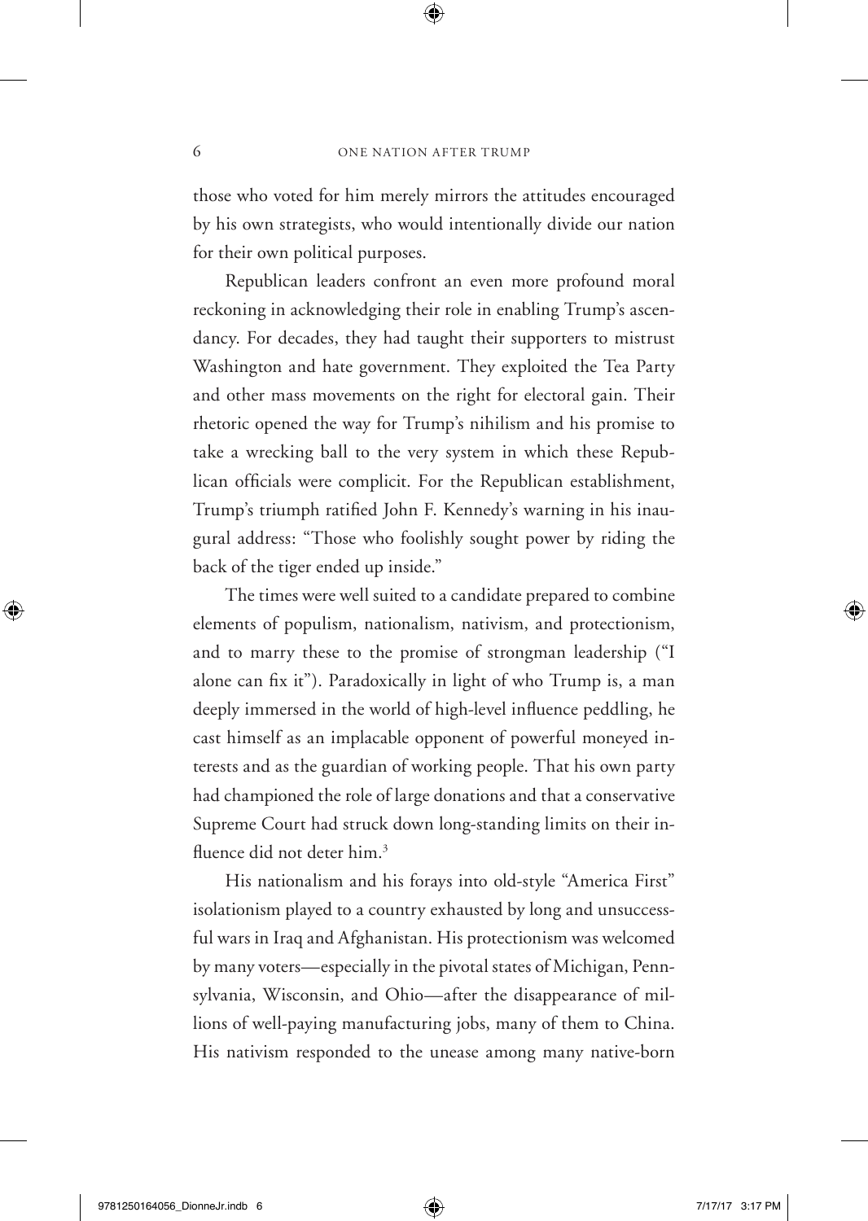those who voted for him merely mirrors the attitudes encouraged by his own strategists, who would intentionally divide our nation for their own political purposes.

Republican leaders confront an even more profound moral reckoning in acknowledging their role in enabling Trump's ascendancy. For decades, they had taught their supporters to mistrust Washington and hate government. They exploited the Tea Party and other mass movements on the right for electoral gain. Their rhetoric opened the way for Trump's nihilism and his promise to take a wrecking ball to the very system in which these Republican officials were complicit. For the Republican establishment, Trump's triumph ratified John F. Kennedy's warning in his inaugural address: "Those who foolishly sought power by riding the back of the tiger ended up inside."

The times were well suited to a candidate prepared to combine elements of populism, nationalism, nativism, and protectionism, and to marry these to the promise of strongman leadership ("I alone can fix it"). Paradoxically in light of who Trump is, a man deeply immersed in the world of high-level influence peddling, he cast himself as an implacable opponent of powerful moneyed interests and as the guardian of working people. That his own party had championed the role of large donations and that a conservative Supreme Court had struck down long-standing limits on their influence did not deter him.[3]

His nationalism and his forays into old-style "America First" isolationism played to a country exhausted by long and unsuccessful wars in Iraq and Afghanistan. His protectionism was welcomed by many voters—especially in the pivotal states of Michigan, Pennsylvania, Wisconsin, and Ohio—after the disappearance of millions of well-paying manufacturing jobs, many of them to China. His nativism responded to the unease among many native-born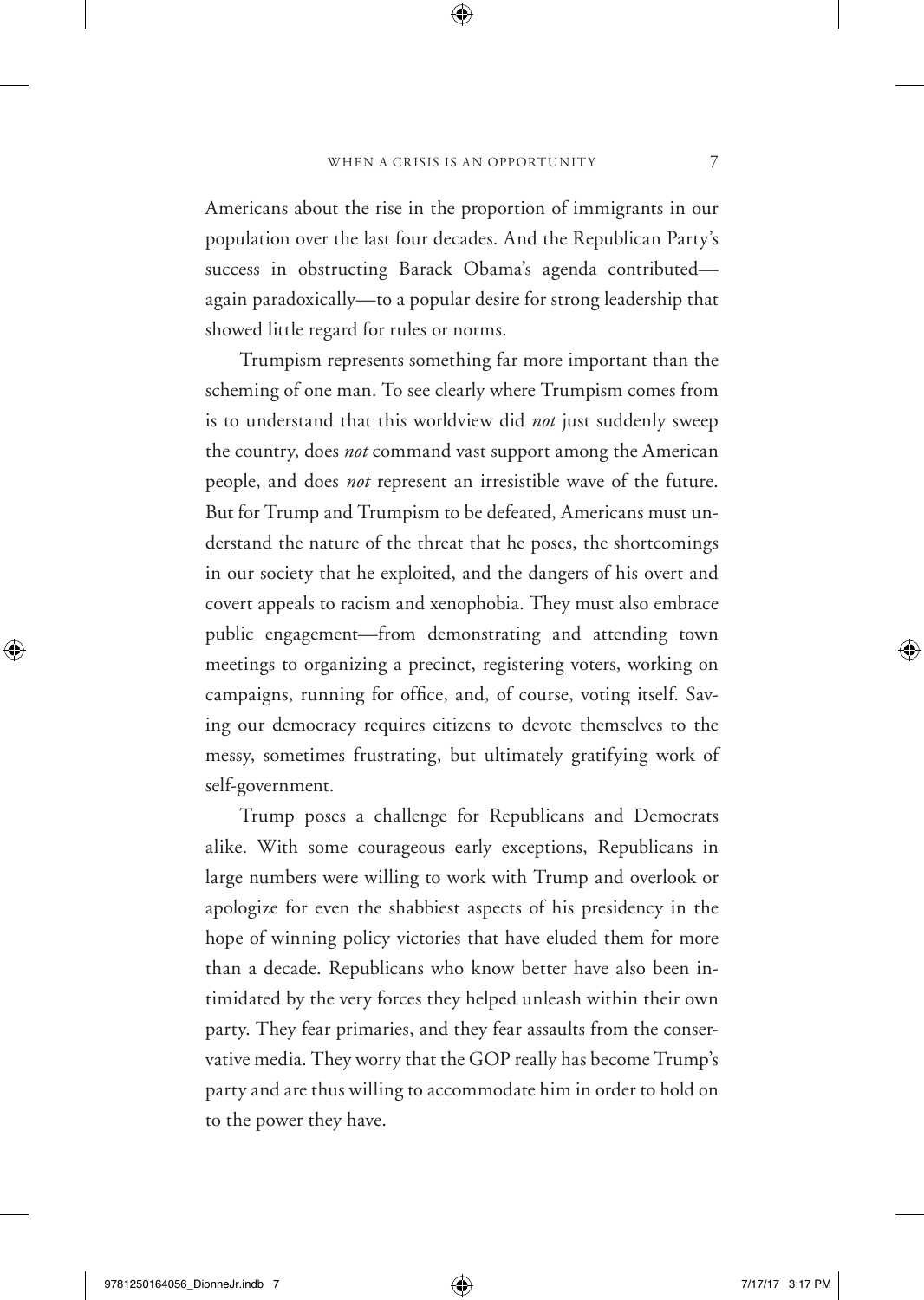Americans about the rise in the proportion of immigrants in our population over the last four decades. And the Republican Party's success in obstructing Barack Obama's agenda contributed—again paradoxically—to a popular desire for strong leadership that showed little regard for rules or norms.

Trumpism represents something far more important than the scheming of one man. To see clearly where Trumpism comes from is to understand that this worldview did *not* just suddenly sweep the country, does *not* command vast support among the American people, and does *not* represent an irresistible wave of the future. But for Trump and Trumpism to be defeated, Americans must understand the nature of the threat that he poses, the shortcomings in our society that he exploited, and the dangers of his overt and covert appeals to racism and xenophobia. They must also embrace public engagement—from demonstrating and attending town meetings to organizing a precinct, registering voters, working on campaigns, running for office, and, of course, voting itself. Saving our democracy requires citizens to devote themselves to the messy, sometimes frustrating, but ultimately gratifying work of self-government.

Trump poses a challenge for Republicans and Democrats alike. With some courageous early exceptions, Republicans in large numbers were willing to work with Trump and overlook or apologize for even the shabbiest aspects of his presidency in the hope of winning policy victories that have eluded them for more than a decade. Republicans who know better have also been intimidated by the very forces they helped unleash within their own party. They fear primaries, and they fear assaults from the conservative media. They worry that the GOP really has become Trump's party and are thus willing to accommodate him in order to hold on to the power they have.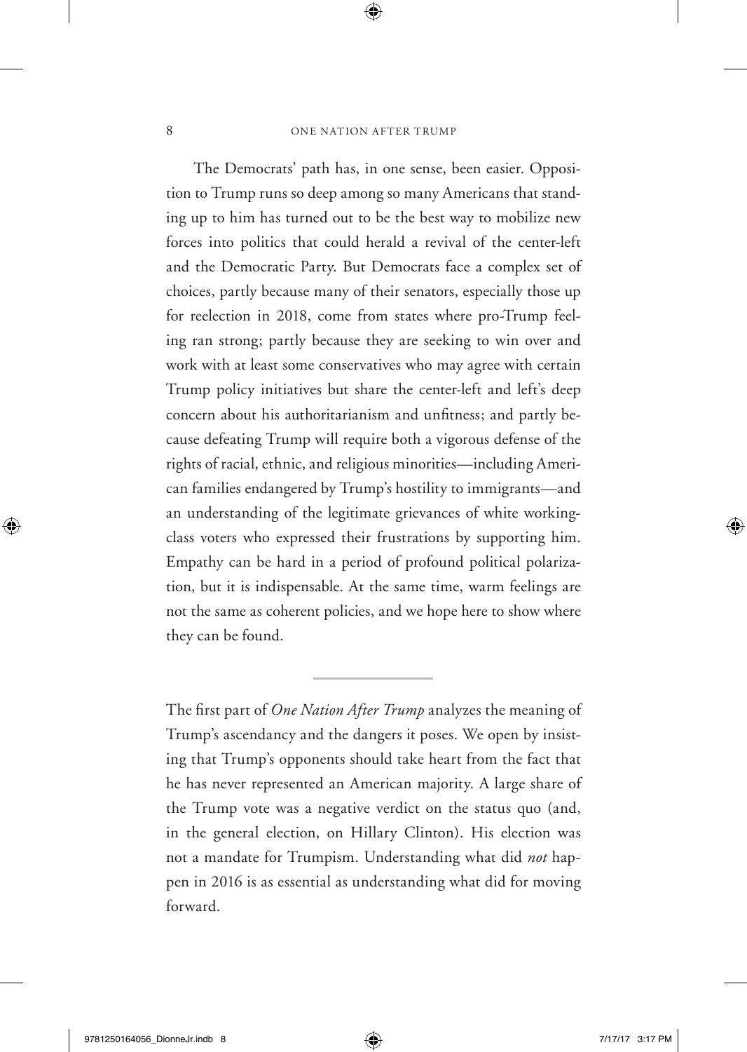The Democrats' path has, in one sense, been easier. Opposition to Trump runs so deep among so many Americans that standing up to him has turned out to be the best way to mobilize new forces into politics that could herald a revival of the center-left and the Democratic Party. But Democrats face a complex set of choices, partly because many of their senators, especially those up for reelection in 2018, come from states where pro-Trump feeling ran strong; partly because they are seeking to win over and work with at least some conservatives who may agree with certain Trump policy initiatives but share the center-left and left's deep concern about his authoritarianism and unfitness; and partly because defeating Trump will require both a vigorous defense of the rights of racial, ethnic, and religious minorities—including American families endangered by Trump's hostility to immigrants—and an understanding of the legitimate grievances of white working-class voters who expressed their frustrations by supporting him. Empathy can be hard in a period of profound political polarization, but it is indispensable. At the same time, warm feelings are not the same as coherent policies, and we hope here to show where they can be found.

---

The first part of *One Nation After Trump* analyzes the meaning of Trump's ascendancy and the dangers it poses. We open by insisting that Trump's opponents should take heart from the fact that he has never represented an American majority. A large share of the Trump vote was a negative verdict on the status quo (and, in the general election, on Hillary Clinton). His election was not a mandate for Trumpism. Understanding what did *not* happen in 2016 is as essential as understanding what did for moving forward.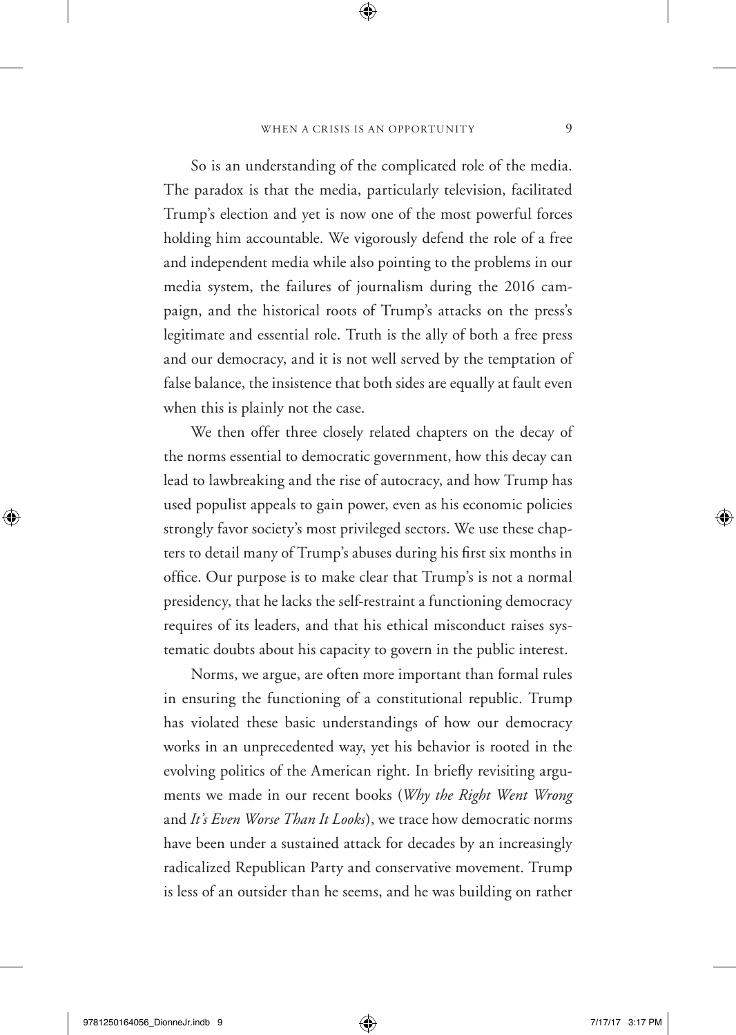So is an understanding of the complicated role of the media. The paradox is that the media, particularly television, facilitated Trump's election and yet is now one of the most powerful forces holding him accountable. We vigorously defend the role of a free and independent media while also pointing to the problems in our media system, the failures of journalism during the 2016 campaign, and the historical roots of Trump's attacks on the press's legitimate and essential role. Truth is the ally of both a free press and our democracy, and it is not well served by the temptation of false balance, the insistence that both sides are equally at fault even when this is plainly not the case.

We then offer three closely related chapters on the decay of the norms essential to democratic government, how this decay can lead to lawbreaking and the rise of autocracy, and how Trump has used populist appeals to gain power, even as his economic policies strongly favor society's most privileged sectors. We use these chapters to detail many of Trump's abuses during his first six months in office. Our purpose is to make clear that Trump's is not a normal presidency, that he lacks the self-restraint a functioning democracy requires of its leaders, and that his ethical misconduct raises systematic doubts about his capacity to govern in the public interest.

Norms, we argue, are often more important than formal rules in ensuring the functioning of a constitutional republic. Trump has violated these basic understandings of how our democracy works in an unprecedented way, yet his behavior is rooted in the evolving politics of the American right. In briefly revisiting arguments we made in our recent books (*Why the Right Went Wrong* and *It's Even Worse Than It Looks*), we trace how democratic norms have been under a sustained attack for decades by an increasingly radicalized Republican Party and conservative movement. Trump is less of an outsider than he seems, and he was building on rather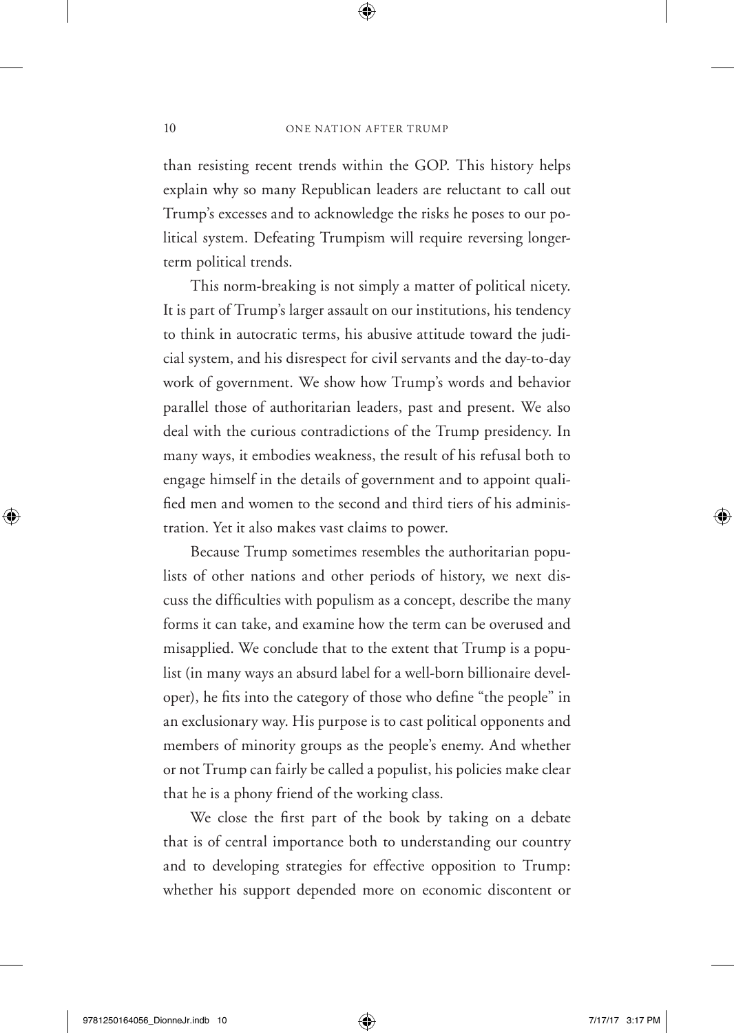than resisting recent trends within the GOP. This history helps explain why so many Republican leaders are reluctant to call out Trump's excesses and to acknowledge the risks he poses to our political system. Defeating Trumpism will require reversing longer-term political trends.

This norm-breaking is not simply a matter of political nicety. It is part of Trump's larger assault on our institutions, his tendency to think in autocratic terms, his abusive attitude toward the judicial system, and his disrespect for civil servants and the day-to-day work of government. We show how Trump's words and behavior parallel those of authoritarian leaders, past and present. We also deal with the curious contradictions of the Trump presidency. In many ways, it embodies weakness, the result of his refusal both to engage himself in the details of government and to appoint qualified men and women to the second and third tiers of his administration. Yet it also makes vast claims to power.

Because Trump sometimes resembles the authoritarian populists of other nations and other periods of history, we next discuss the difficulties with populism as a concept, describe the many forms it can take, and examine how the term can be overused and misapplied. We conclude that to the extent that Trump is a populist (in many ways an absurd label for a well-born billionaire developer), he fits into the category of those who define "the people" in an exclusionary way. His purpose is to cast political opponents and members of minority groups as the people's enemy. And whether or not Trump can fairly be called a populist, his policies make clear that he is a phony friend of the working class.

We close the first part of the book by taking on a debate that is of central importance both to understanding our country and to developing strategies for effective opposition to Trump: whether his support depended more on economic discontent or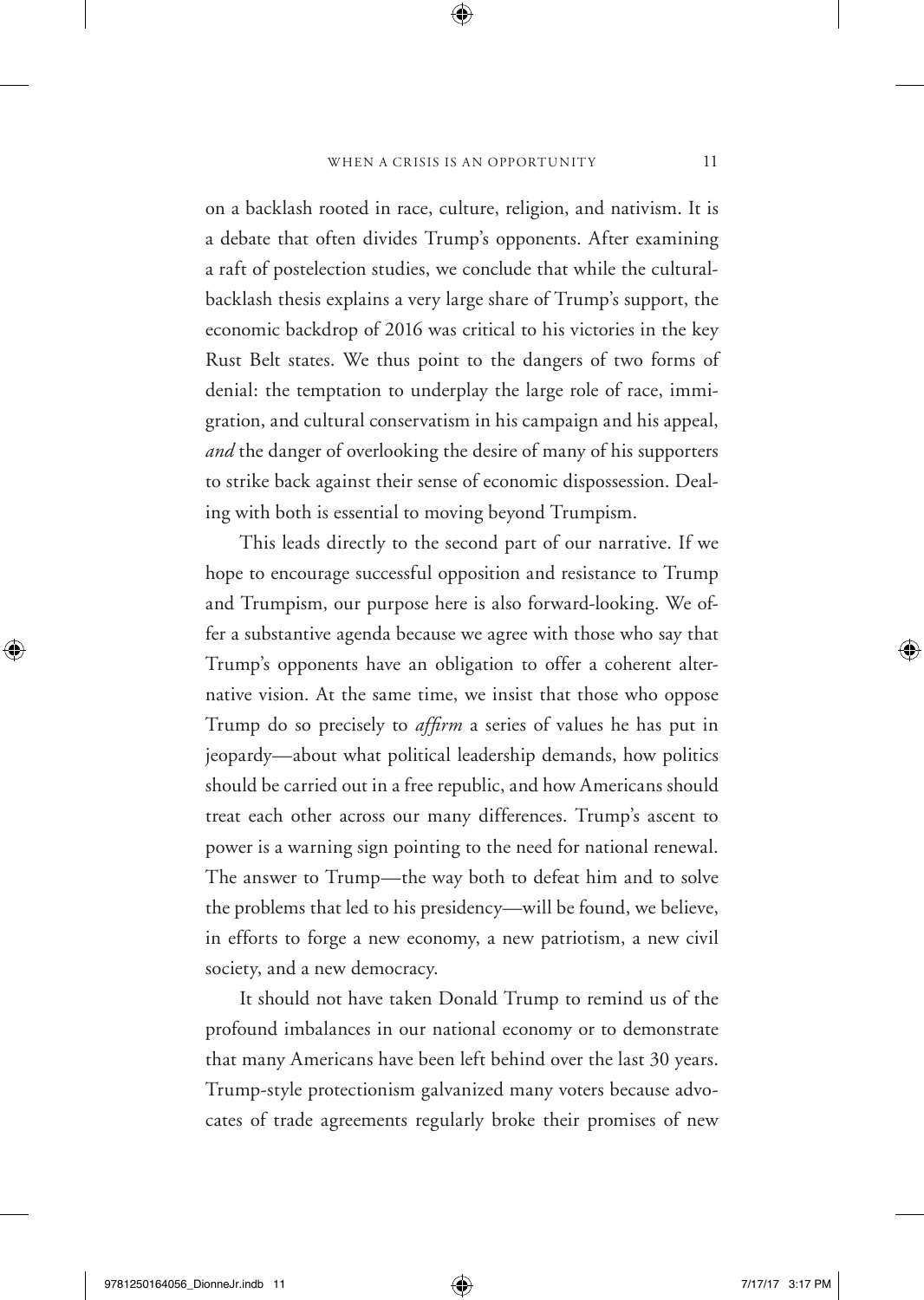on a backlash rooted in race, culture, religion, and nativism. It is a debate that often divides Trump's opponents. After examining a raft of postelection studies, we conclude that while the cultural-backlash thesis explains a very large share of Trump's support, the economic backdrop of 2016 was critical to his victories in the key Rust Belt states. We thus point to the dangers of two forms of denial: the temptation to underplay the large role of race, immigration, and cultural conservatism in his campaign and his appeal, *and* the danger of overlooking the desire of many of his supporters to strike back against their sense of economic dispossession. Dealing with both is essential to moving beyond Trumpism.

This leads directly to the second part of our narrative. If we hope to encourage successful opposition and resistance to Trump and Trumpism, our purpose here is also forward-looking. We offer a substantive agenda because we agree with those who say that Trump's opponents have an obligation to offer a coherent alternative vision. At the same time, we insist that those who oppose Trump do so precisely to *affirm* a series of values he has put in jeopardy—about what political leadership demands, how politics should be carried out in a free republic, and how Americans should treat each other across our many differences. Trump's ascent to power is a warning sign pointing to the need for national renewal. The answer to Trump—the way both to defeat him and to solve the problems that led to his presidency—will be found, we believe, in efforts to forge a new economy, a new patriotism, a new civil society, and a new democracy.

It should not have taken Donald Trump to remind us of the profound imbalances in our national economy or to demonstrate that many Americans have been left behind over the last 30 years. Trump-style protectionism galvanized many voters because advocates of trade agreements regularly broke their promises of new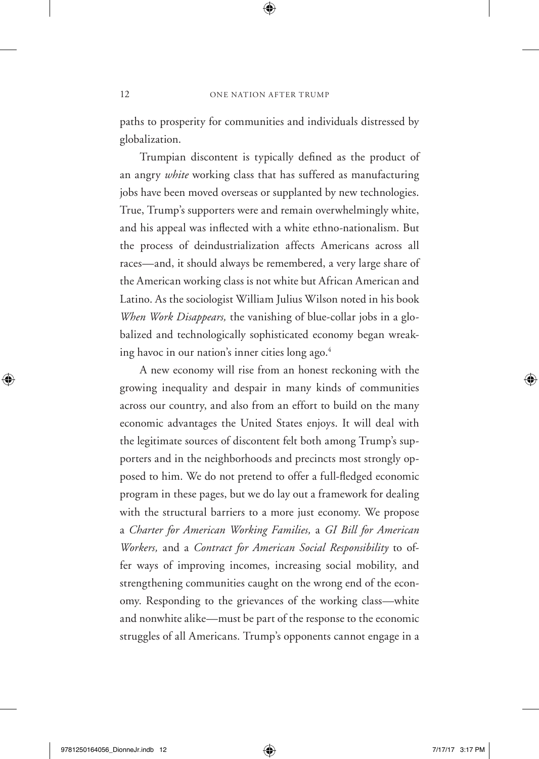paths to prosperity for communities and individuals distressed by globalization.

Trumpian discontent is typically defined as the product of an angry *white* working class that has suffered as manufacturing jobs have been moved overseas or supplanted by new technologies. True, Trump's supporters were and remain overwhelmingly white, and his appeal was inflected with a white ethno-nationalism. But the process of deindustrialization affects Americans across all races—and, it should always be remembered, a very large share of the American working class is not white but African American and Latino. As the sociologist William Julius Wilson noted in his book *When Work Disappears,* the vanishing of blue-collar jobs in a globalized and technologically sophisticated economy began wreaking havoc in our nation's inner cities long ago.[4]

A new economy will rise from an honest reckoning with the growing inequality and despair in many kinds of communities across our country, and also from an effort to build on the many economic advantages the United States enjoys. It will deal with the legitimate sources of discontent felt both among Trump's supporters and in the neighborhoods and precincts most strongly opposed to him. We do not pretend to offer a full-fledged economic program in these pages, but we do lay out a framework for dealing with the structural barriers to a more just economy. We propose a *Charter for American Working Families,* a *GI Bill for American Workers,* and a *Contract for American Social Responsibility* to offer ways of improving incomes, increasing social mobility, and strengthening communities caught on the wrong end of the economy. Responding to the grievances of the working class—white and nonwhite alike—must be part of the response to the economic struggles of all Americans. Trump's opponents cannot engage in a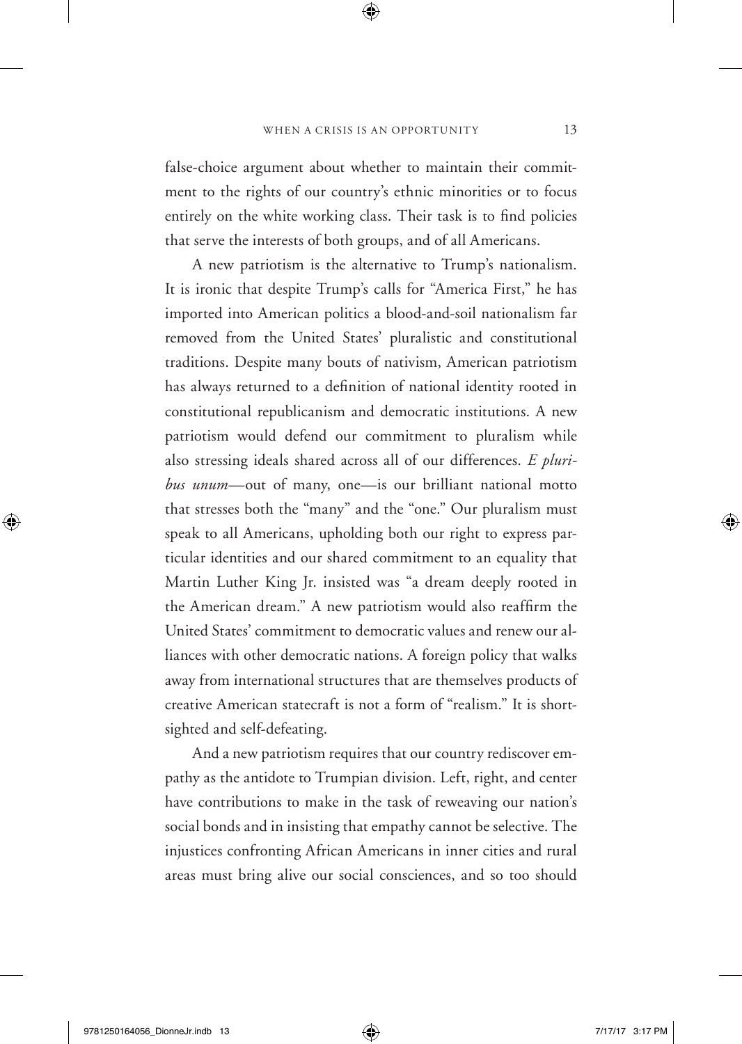false-choice argument about whether to maintain their commitment to the rights of our country's ethnic minorities or to focus entirely on the white working class. Their task is to find policies that serve the interests of both groups, and of all Americans.

A new patriotism is the alternative to Trump's nationalism. It is ironic that despite Trump's calls for "America First," he has imported into American politics a blood-and-soil nationalism far removed from the United States' pluralistic and constitutional traditions. Despite many bouts of nativism, American patriotism has always returned to a definition of national identity rooted in constitutional republicanism and democratic institutions. A new patriotism would defend our commitment to pluralism while also stressing ideals shared across all of our differences. *E pluribus unum*—out of many, one—is our brilliant national motto that stresses both the "many" and the "one." Our pluralism must speak to all Americans, upholding both our right to express particular identities and our shared commitment to an equality that Martin Luther King Jr. insisted was "a dream deeply rooted in the American dream." A new patriotism would also reaffirm the United States' commitment to democratic values and renew our alliances with other democratic nations. A foreign policy that walks away from international structures that are themselves products of creative American statecraft is not a form of "realism." It is shortsighted and self-defeating.

And a new patriotism requires that our country rediscover empathy as the antidote to Trumpian division. Left, right, and center have contributions to make in the task of reweaving our nation's social bonds and in insisting that empathy cannot be selective. The injustices confronting African Americans in inner cities and rural areas must bring alive our social consciences, and so too should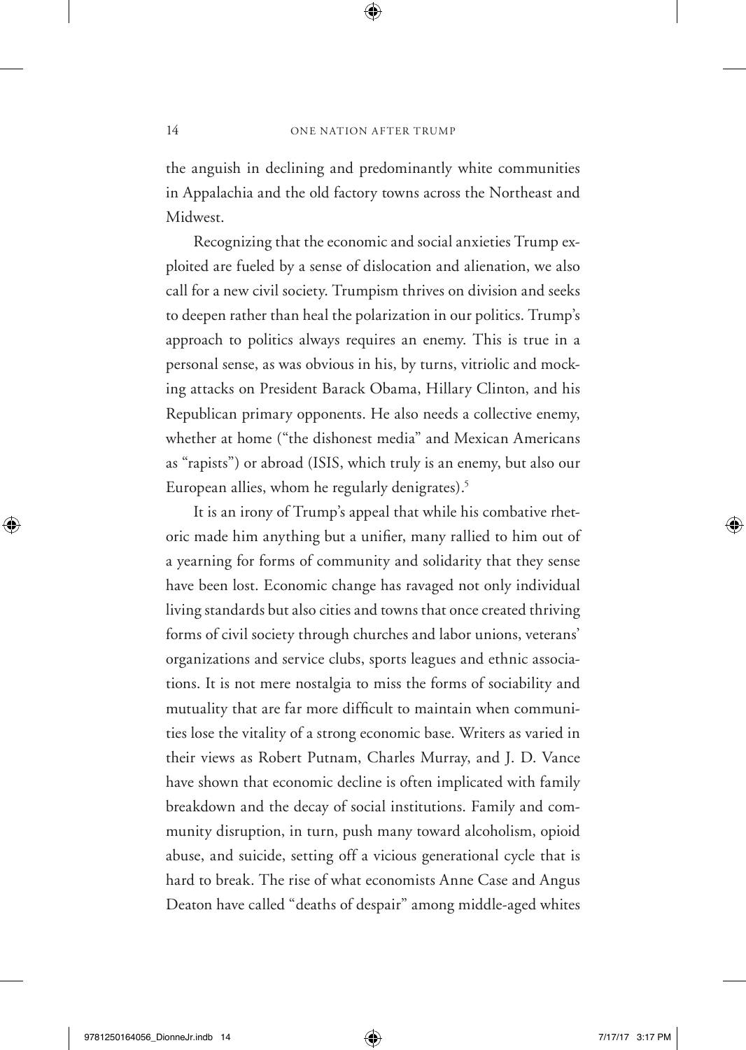the anguish in declining and predominantly white communities in Appalachia and the old factory towns across the Northeast and Midwest.

Recognizing that the economic and social anxieties Trump exploited are fueled by a sense of dislocation and alienation, we also call for a new civil society. Trumpism thrives on division and seeks to deepen rather than heal the polarization in our politics. Trump's approach to politics always requires an enemy. This is true in a personal sense, as was obvious in his, by turns, vitriolic and mocking attacks on President Barack Obama, Hillary Clinton, and his Republican primary opponents. He also needs a collective enemy, whether at home ("the dishonest media" and Mexican Americans as "rapists") or abroad (ISIS, which truly is an enemy, but also our European allies, whom he regularly denigrates).[5]

It is an irony of Trump's appeal that while his combative rhetoric made him anything but a unifier, many rallied to him out of a yearning for forms of community and solidarity that they sense have been lost. Economic change has ravaged not only individual living standards but also cities and towns that once created thriving forms of civil society through churches and labor unions, veterans' organizations and service clubs, sports leagues and ethnic associations. It is not mere nostalgia to miss the forms of sociability and mutuality that are far more difficult to maintain when communities lose the vitality of a strong economic base. Writers as varied in their views as Robert Putnam, Charles Murray, and J. D. Vance have shown that economic decline is often implicated with family breakdown and the decay of social institutions. Family and community disruption, in turn, push many toward alcoholism, opioid abuse, and suicide, setting off a vicious generational cycle that is hard to break. The rise of what economists Anne Case and Angus Deaton have called "deaths of despair" among middle-aged whites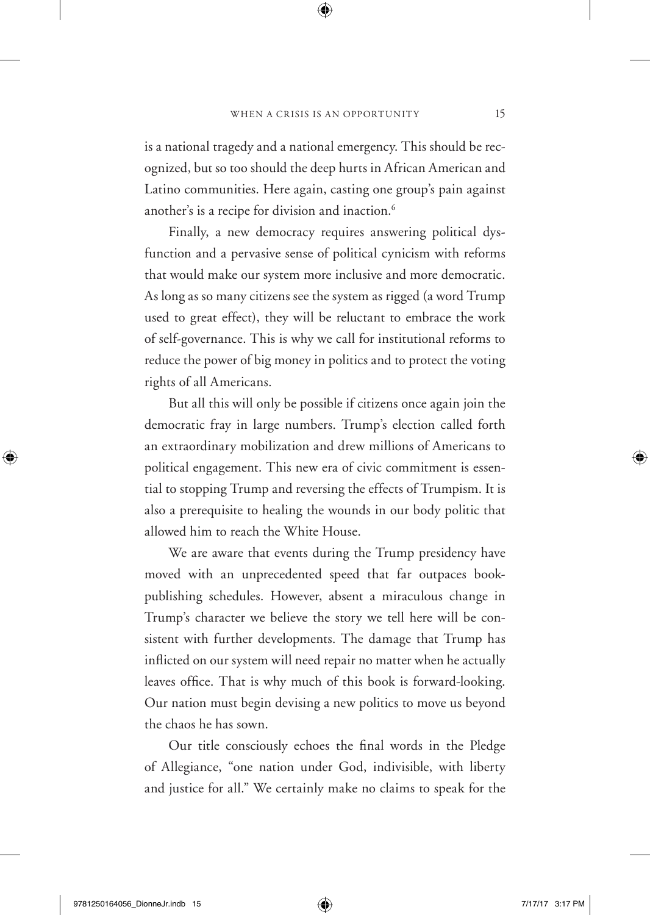is a national tragedy and a national emergency. This should be recognized, but so too should the deep hurts in African American and Latino communities. Here again, casting one group's pain against another's is a recipe for division and inaction.[6]

Finally, a new democracy requires answering political dysfunction and a pervasive sense of political cynicism with reforms that would make our system more inclusive and more democratic. As long as so many citizens see the system as rigged (a word Trump used to great effect), they will be reluctant to embrace the work of self-governance. This is why we call for institutional reforms to reduce the power of big money in politics and to protect the voting rights of all Americans.

But all this will only be possible if citizens once again join the democratic fray in large numbers. Trump's election called forth an extraordinary mobilization and drew millions of Americans to political engagement. This new era of civic commitment is essential to stopping Trump and reversing the effects of Trumpism. It is also a prerequisite to healing the wounds in our body politic that allowed him to reach the White House.

We are aware that events during the Trump presidency have moved with an unprecedented speed that far outpaces book-publishing schedules. However, absent a miraculous change in Trump's character we believe the story we tell here will be consistent with further developments. The damage that Trump has inflicted on our system will need repair no matter when he actually leaves office. That is why much of this book is forward-looking. Our nation must begin devising a new politics to move us beyond the chaos he has sown.

Our title consciously echoes the final words in the Pledge of Allegiance, "one nation under God, indivisible, with liberty and justice for all." We certainly make no claims to speak for the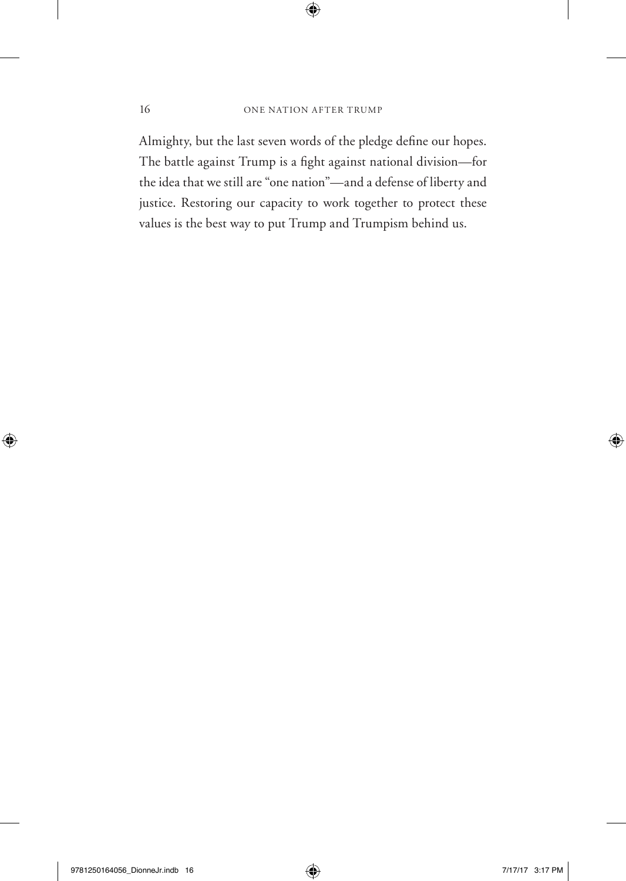Almighty, but the last seven words of the pledge define our hopes. The battle against Trump is a fight against national division—for the idea that we still are "one nation"—and a defense of liberty and justice. Restoring our capacity to work together to protect these values is the best way to put Trump and Trumpism behind us.